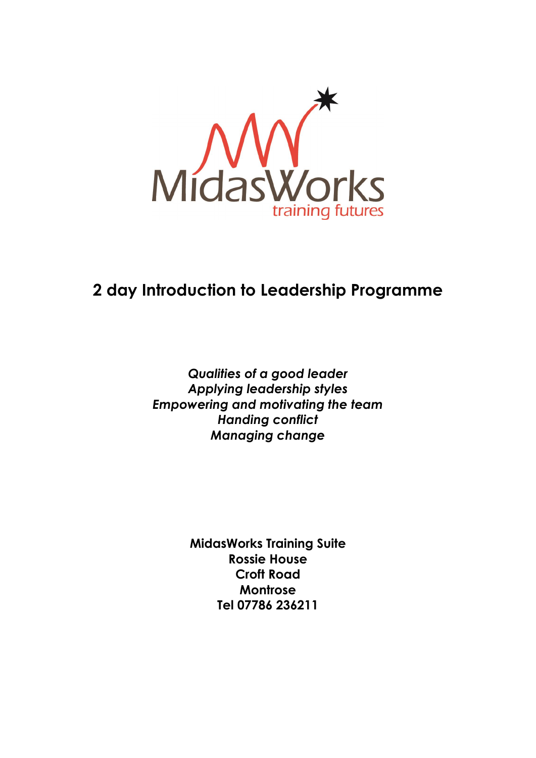MidasWorks
training futures

# 2 day Introduction to Leadership Programme

*Qualities of a good leader*
*Applying leadership styles*
*Empowering and motivating the team*
*Handing conflict*
*Managing change*

**MidasWorks Training Suite**
**Rossie House**
**Croft Road**
**Montrose**
**Tel 07786 236211**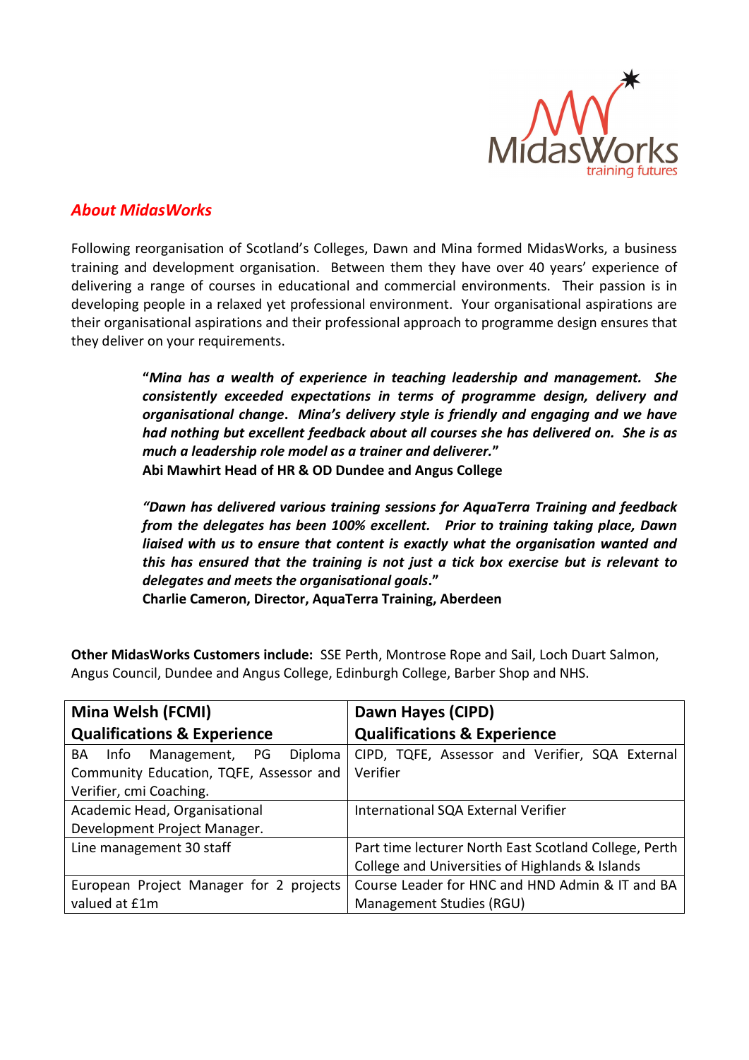## *About MidasWorks*

Following reorganisation of Scotland's Colleges, Dawn and Mina formed MidasWorks, a business training and development organisation. Between them they have over 40 years' experience of delivering a range of courses in educational and commercial environments. Their passion is in developing people in a relaxed yet professional environment. Your organisational aspirations are their organisational aspirations and their professional approach to programme design ensures that they deliver on your requirements.

> **"*Mina has a wealth of experience in teaching leadership and management. She consistently exceeded expectations in terms of programme design, delivery and organisational change. Mina's delivery style is friendly and engaging and we have had nothing but excellent feedback about all courses she has delivered on. She is as much a leadership role model as a trainer and deliverer.*"**
> **Abi Mawhirt Head of HR & OD Dundee and Angus College**

> **"*Dawn has delivered various training sessions for AquaTerra Training and feedback from the delegates has been 100% excellent. Prior to training taking place, Dawn liaised with us to ensure that content is exactly what the organisation wanted and this has ensured that the training is not just a tick box exercise but is relevant to delegates and meets the organisational goals*."**
> **Charlie Cameron, Director, AquaTerra Training, Aberdeen**

**Other MidasWorks Customers include:** SSE Perth, Montrose Rope and Sail, Loch Duart Salmon, Angus Council, Dundee and Angus College, Edinburgh College, Barber Shop and NHS.

| **Mina Welsh (FCMI)**<br>**Qualifications & Experience** | **Dawn Hayes (CIPD)**<br>**Qualifications & Experience** |
|---|---|
| BA Info Management, PG Diploma Community Education, TQFE, Assessor and Verifier, cmi Coaching. | CIPD, TQFE, Assessor and Verifier, SQA External Verifier |
| Academic Head, Organisational Development Project Manager. | International SQA External Verifier |
| Line management 30 staff | Part time lecturer North East Scotland College, Perth College and Universities of Highlands & Islands |
| European Project Manager for 2 projects valued at £1m | Course Leader for HNC and HND Admin & IT and BA Management Studies (RGU) |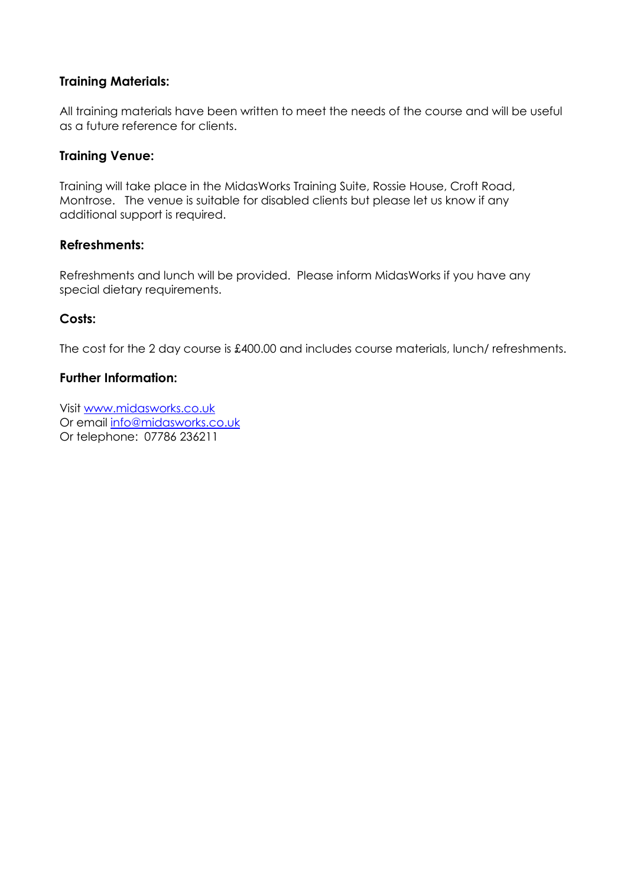**Training Materials:**

All training materials have been written to meet the needs of the course and will be useful as a future reference for clients.

**Training Venue:**

Training will take place in the MidasWorks Training Suite, Rossie House, Croft Road, Montrose. The venue is suitable for disabled clients but please let us know if any additional support is required.

**Refreshments:**

Refreshments and lunch will be provided. Please inform MidasWorks if you have any special dietary requirements.

**Costs:**

The cost for the 2 day course is £400.00 and includes course materials, lunch/ refreshments.

**Further Information:**

Visit www.midasworks.co.uk  
Or email info@midasworks.co.uk  
Or telephone: 07786 236211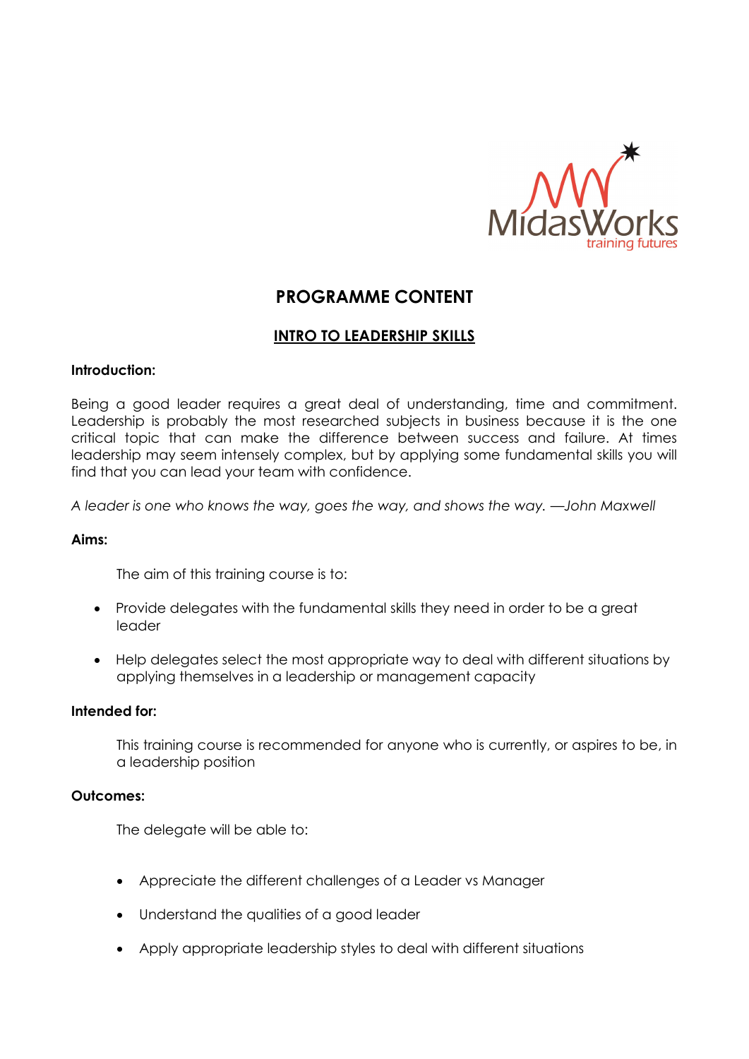# PROGRAMME CONTENT

## INTRO TO LEADERSHIP SKILLS

**Introduction:**

Being a good leader requires a great deal of understanding, time and commitment. Leadership is probably the most researched subjects in business because it is the one critical topic that can make the difference between success and failure. At times leadership may seem intensely complex, but by applying some fundamental skills you will find that you can lead your team with confidence.

*A leader is one who knows the way, goes the way, and shows the way. —John Maxwell*

**Aims:**

The aim of this training course is to:

- Provide delegates with the fundamental skills they need in order to be a great leader
- Help delegates select the most appropriate way to deal with different situations by applying themselves in a leadership or management capacity

**Intended for:**

This training course is recommended for anyone who is currently, or aspires to be, in a leadership position

**Outcomes:**

The delegate will be able to:

- Appreciate the different challenges of a Leader vs Manager
- Understand the qualities of a good leader
- Apply appropriate leadership styles to deal with different situations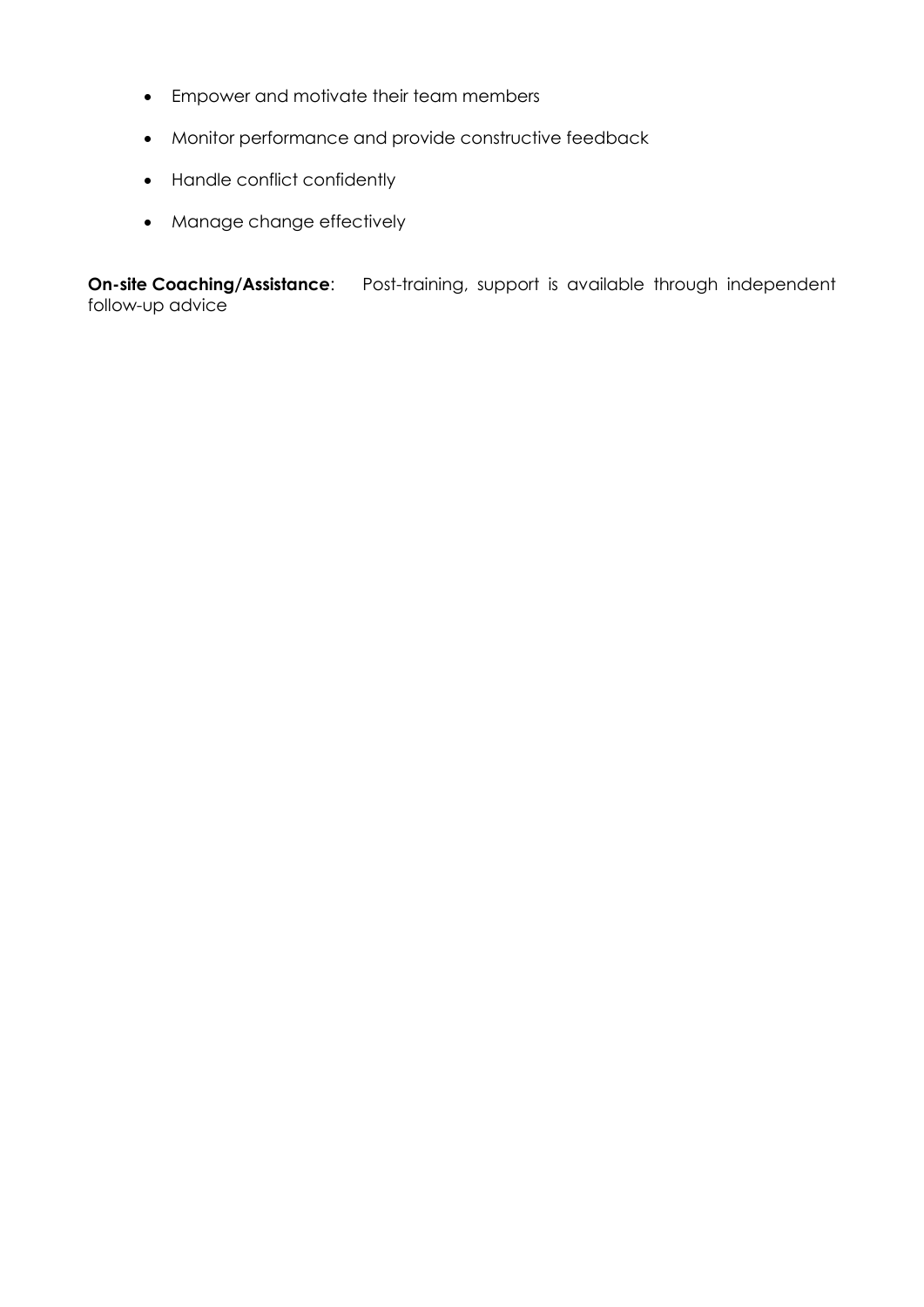- Empower and motivate their team members
- Monitor performance and provide constructive feedback
- Handle conflict confidently
- Manage change effectively

**On-site Coaching/Assistance**: Post-training, support is available through independent follow-up advice